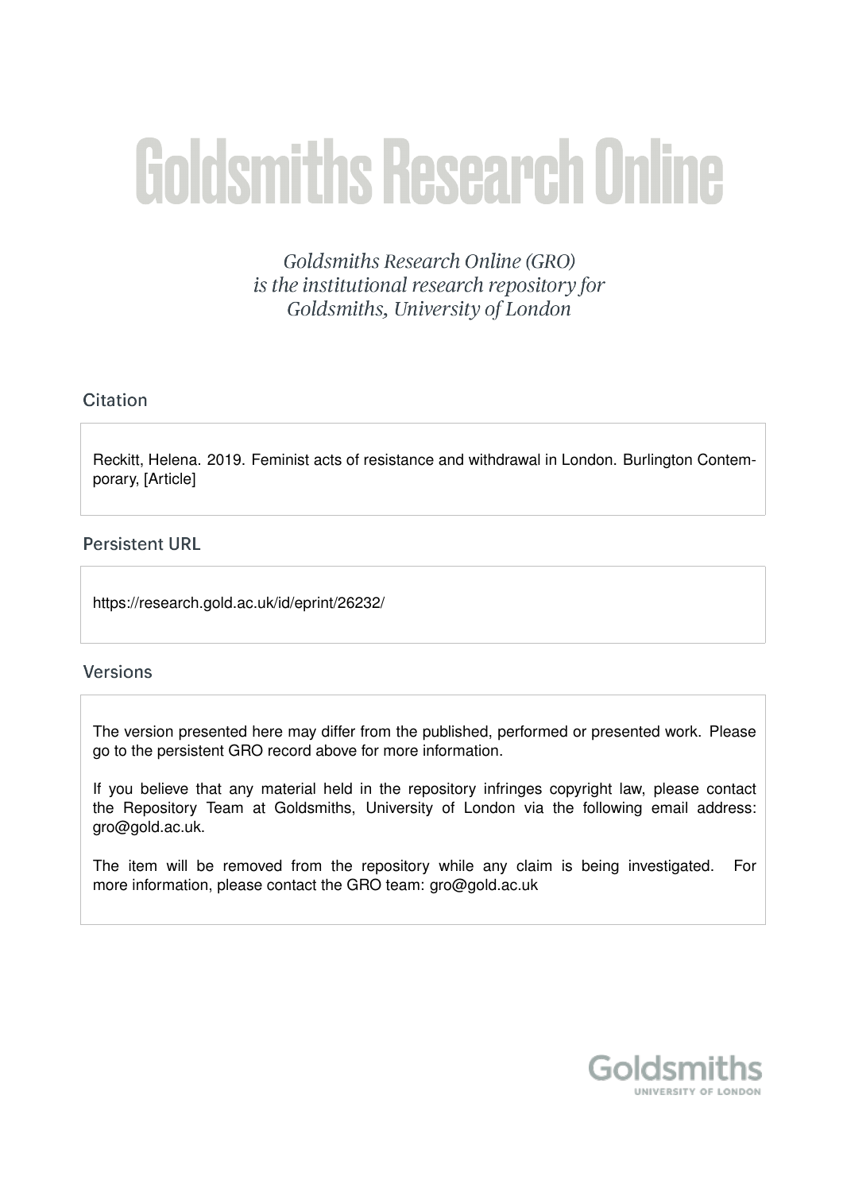# Goldsmiths Research Online

*Goldsmiths Research Online (GRO) is the institutional research repository for Goldsmiths, University of London*

## Citation

Reckitt, Helena. 2019. Feminist acts of resistance and withdrawal in London. Burlington Contemporary, [Article]

## Persistent URL

https://research.gold.ac.uk/id/eprint/26232/

## Versions

The version presented here may differ from the published, performed or presented work. Please go to the persistent GRO record above for more information.

If you believe that any material held in the repository infringes copyright law, please contact the Repository Team at Goldsmiths, University of London via the following email address: gro@gold.ac.uk.

The item will be removed from the repository while any claim is being investigated. For more information, please contact the GRO team: gro@gold.ac.uk

Goldsmiths
UNIVERSITY OF LONDON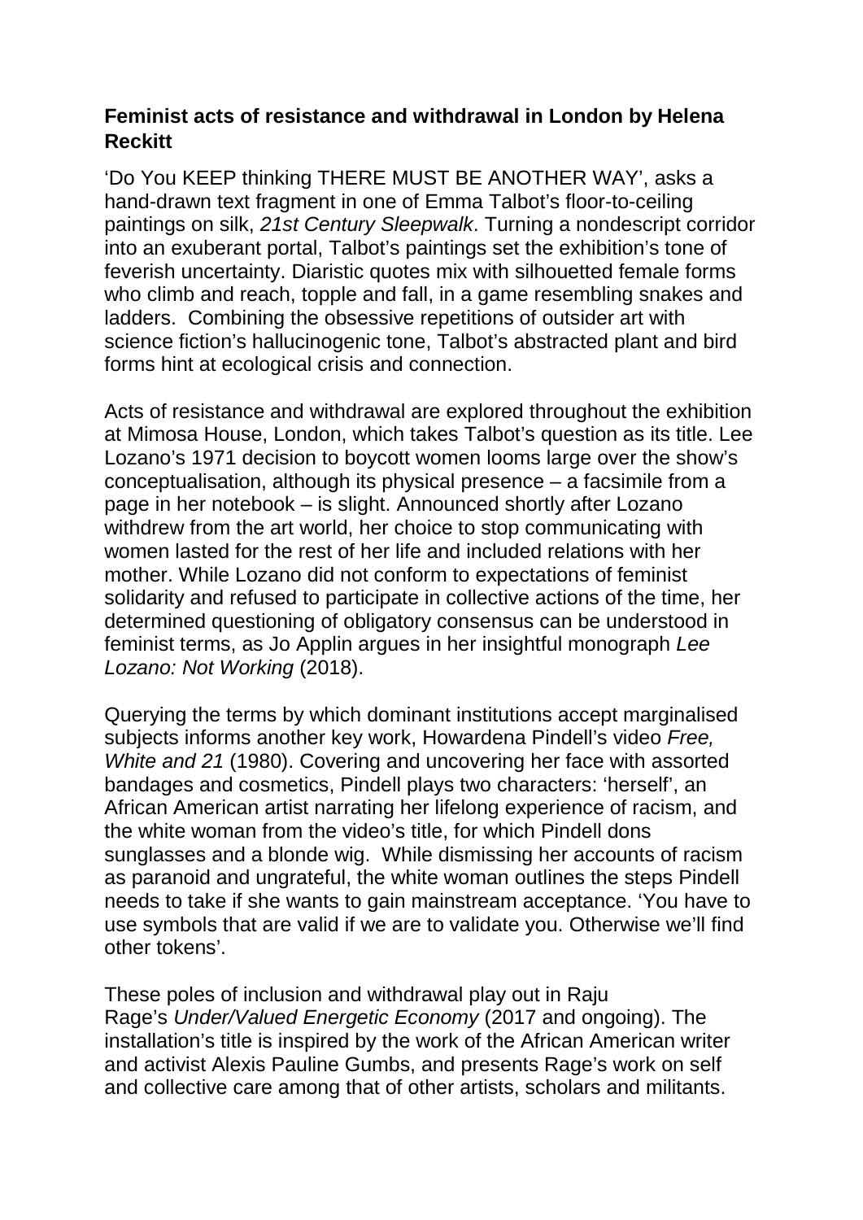**Feminist acts of resistance and withdrawal in London by Helena Reckitt**

'Do You KEEP thinking THERE MUST BE ANOTHER WAY', asks a hand-drawn text fragment in one of Emma Talbot's floor-to-ceiling paintings on silk, *21st Century Sleepwalk*. Turning a nondescript corridor into an exuberant portal, Talbot's paintings set the exhibition's tone of feverish uncertainty. Diaristic quotes mix with silhouetted female forms who climb and reach, topple and fall, in a game resembling snakes and ladders. Combining the obsessive repetitions of outsider art with science fiction's hallucinogenic tone, Talbot's abstracted plant and bird forms hint at ecological crisis and connection.

Acts of resistance and withdrawal are explored throughout the exhibition at Mimosa House, London, which takes Talbot's question as its title. Lee Lozano's 1971 decision to boycott women looms large over the show's conceptualisation, although its physical presence – a facsimile from a page in her notebook – is slight. Announced shortly after Lozano withdrew from the art world, her choice to stop communicating with women lasted for the rest of her life and included relations with her mother. While Lozano did not conform to expectations of feminist solidarity and refused to participate in collective actions of the time, her determined questioning of obligatory consensus can be understood in feminist terms, as Jo Applin argues in her insightful monograph *Lee Lozano: Not Working* (2018).

Querying the terms by which dominant institutions accept marginalised subjects informs another key work, Howardena Pindell's video *Free, White and 21* (1980). Covering and uncovering her face with assorted bandages and cosmetics, Pindell plays two characters: 'herself', an African American artist narrating her lifelong experience of racism, and the white woman from the video's title, for which Pindell dons sunglasses and a blonde wig. While dismissing her accounts of racism as paranoid and ungrateful, the white woman outlines the steps Pindell needs to take if she wants to gain mainstream acceptance. 'You have to use symbols that are valid if we are to validate you. Otherwise we'll find other tokens'.

These poles of inclusion and withdrawal play out in Raju Rage's *Under/Valued Energetic Economy* (2017 and ongoing). The installation's title is inspired by the work of the African American writer and activist Alexis Pauline Gumbs, and presents Rage's work on self and collective care among that of other artists, scholars and militants.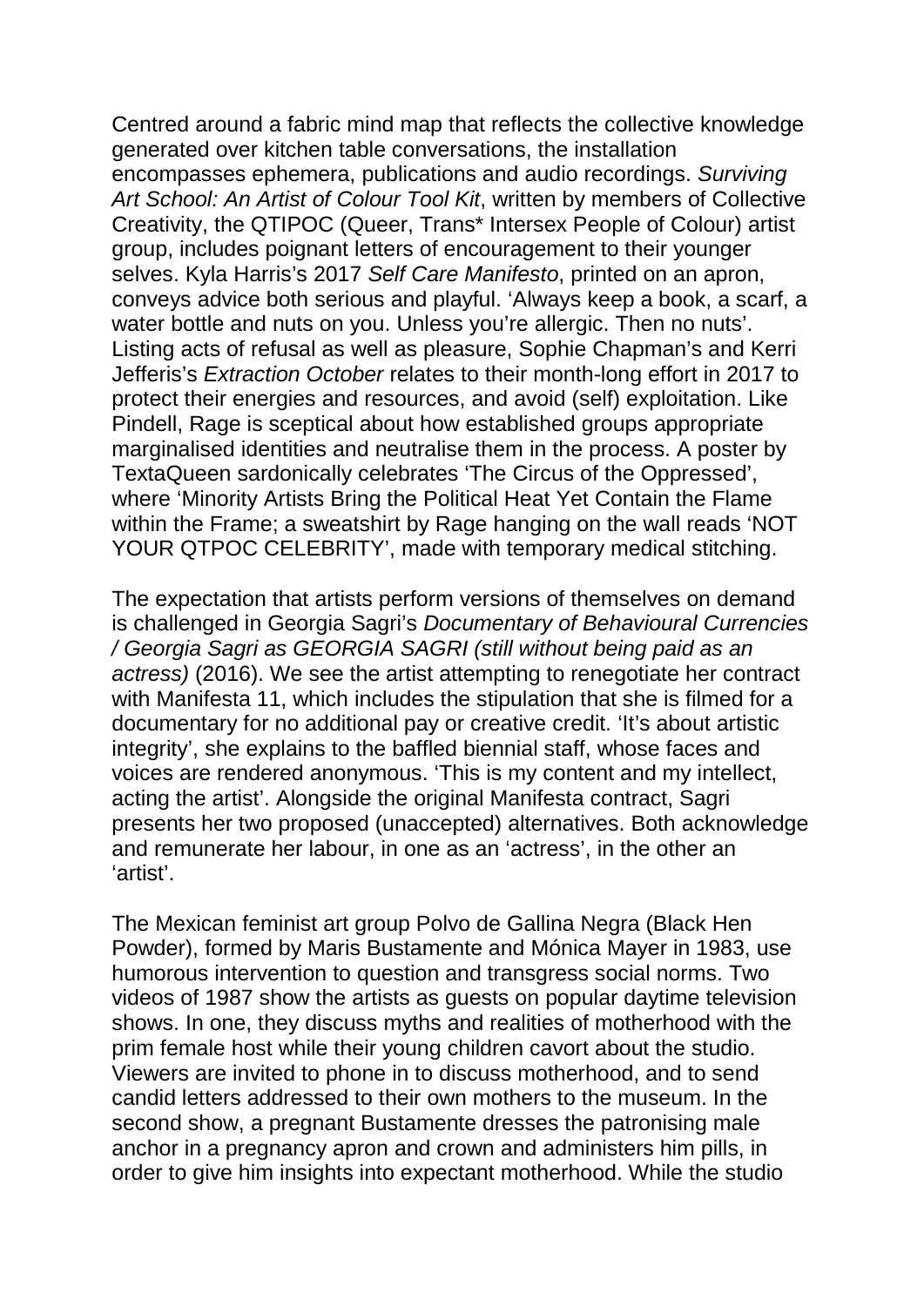Centred around a fabric mind map that reflects the collective knowledge generated over kitchen table conversations, the installation encompasses ephemera, publications and audio recordings. *Surviving Art School: An Artist of Colour Tool Kit*, written by members of Collective Creativity, the QTIPOC (Queer, Trans* Intersex People of Colour) artist group, includes poignant letters of encouragement to their younger selves. Kyla Harris's 2017 *Self Care Manifesto*, printed on an apron, conveys advice both serious and playful. 'Always keep a book, a scarf, a water bottle and nuts on you. Unless you're allergic. Then no nuts'. Listing acts of refusal as well as pleasure, Sophie Chapman's and Kerri Jefferis's *Extraction October* relates to their month-long effort in 2017 to protect their energies and resources, and avoid (self) exploitation. Like Pindell, Rage is sceptical about how established groups appropriate marginalised identities and neutralise them in the process. A poster by TextaQueen sardonically celebrates 'The Circus of the Oppressed', where 'Minority Artists Bring the Political Heat Yet Contain the Flame within the Frame; a sweatshirt by Rage hanging on the wall reads 'NOT YOUR QTPOC CELEBRITY', made with temporary medical stitching.

The expectation that artists perform versions of themselves on demand is challenged in Georgia Sagri's *Documentary of Behavioural Currencies / Georgia Sagri as GEORGIA SAGRI (still without being paid as an actress)* (2016). We see the artist attempting to renegotiate her contract with Manifesta 11, which includes the stipulation that she is filmed for a documentary for no additional pay or creative credit. 'It's about artistic integrity', she explains to the baffled biennial staff, whose faces and voices are rendered anonymous. 'This is my content and my intellect, acting the artist'. Alongside the original Manifesta contract, Sagri presents her two proposed (unaccepted) alternatives. Both acknowledge and remunerate her labour, in one as an 'actress', in the other an 'artist'.

The Mexican feminist art group Polvo de Gallina Negra (Black Hen Powder), formed by Maris Bustamente and Mónica Mayer in 1983, use humorous intervention to question and transgress social norms. Two videos of 1987 show the artists as guests on popular daytime television shows. In one, they discuss myths and realities of motherhood with the prim female host while their young children cavort about the studio. Viewers are invited to phone in to discuss motherhood, and to send candid letters addressed to their own mothers to the museum. In the second show, a pregnant Bustamente dresses the patronising male anchor in a pregnancy apron and crown and administers him pills, in order to give him insights into expectant motherhood. While the studio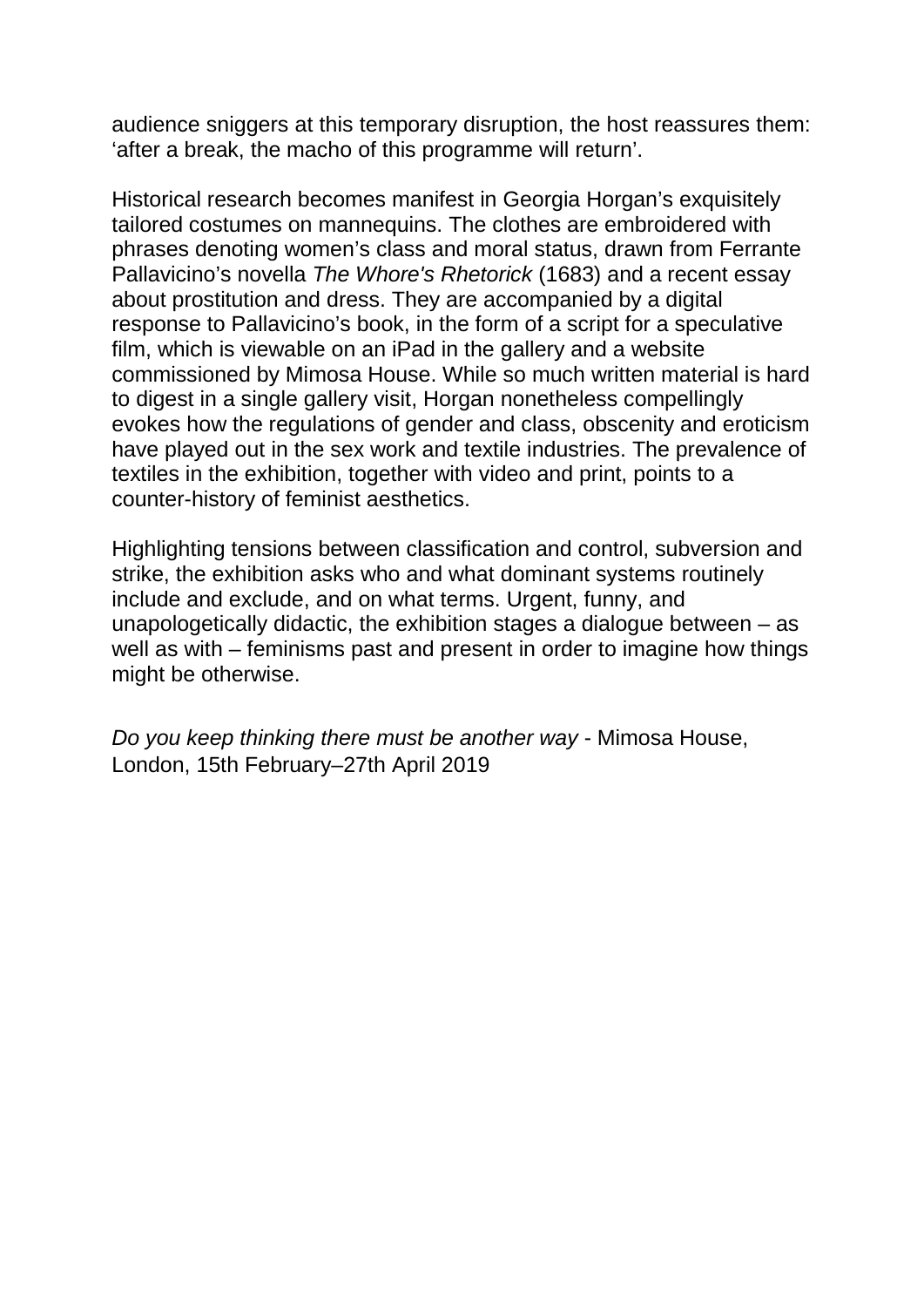audience sniggers at this temporary disruption, the host reassures them: 'after a break, the macho of this programme will return'.

Historical research becomes manifest in Georgia Horgan's exquisitely tailored costumes on mannequins. The clothes are embroidered with phrases denoting women's class and moral status, drawn from Ferrante Pallavicino's novella *The Whore's Rhetorick* (1683) and a recent essay about prostitution and dress. They are accompanied by a digital response to Pallavicino's book, in the form of a script for a speculative film, which is viewable on an iPad in the gallery and a website commissioned by Mimosa House. While so much written material is hard to digest in a single gallery visit, Horgan nonetheless compellingly evokes how the regulations of gender and class, obscenity and eroticism have played out in the sex work and textile industries. The prevalence of textiles in the exhibition, together with video and print, points to a counter-history of feminist aesthetics.

Highlighting tensions between classification and control, subversion and strike, the exhibition asks who and what dominant systems routinely include and exclude, and on what terms. Urgent, funny, and unapologetically didactic, the exhibition stages a dialogue between – as well as with – feminisms past and present in order to imagine how things might be otherwise.

*Do you keep thinking there must be another way* - Mimosa House, London, 15th February–27th April 2019